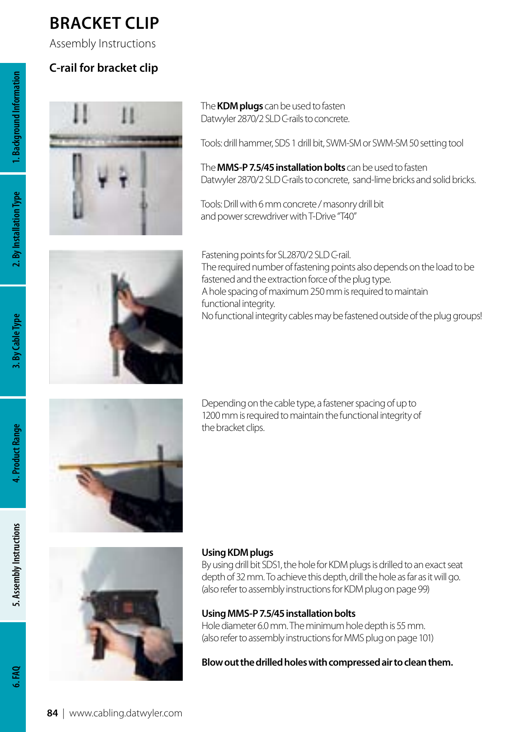# BRACKET CLIP

Assembly Instructions

## C-rail for bracket clip

The **KDM plugs** can be used to fasten Datwyler 2870/2 SLD C-rails to concrete.

Tools: drill hammer, SDS 1 drill bit, SWM-SM or SWM-SM 50 setting tool

The **MMS-P 7.5/45 installation bolts** can be used to fasten Datwyler 2870/2 SLD C-rails to concrete, sand-lime bricks and solid bricks.

Tools: Drill with 6 mm concrete / masonry drill bit and power screwdriver with T-Drive "T40"

Fastening points for SL2870/2 SLD C-rail.
The required number of fastening points also depends on the load to be fastened and the extraction force of the plug type.
A hole spacing of maximum 250 mm is required to maintain functional integrity.
No functional integrity cables may be fastened outside of the plug groups!

Depending on the cable type, a fastener spacing of up to 1200 mm is required to maintain the functional integrity of the bracket clips.

**Using KDM plugs**
By using drill bit SDS1, the hole for KDM plugs is drilled to an exact seat depth of 32 mm. To achieve this depth, drill the hole as far as it will go. (also refer to assembly instructions for KDM plug on page 99)

**Using MMS-P 7.5/45 installation bolts**
Hole diameter 6.0 mm. The minimum hole depth is 55 mm. (also refer to assembly instructions for MMS plug on page 101)

**Blow out the drilled holes with compressed air to clean them.**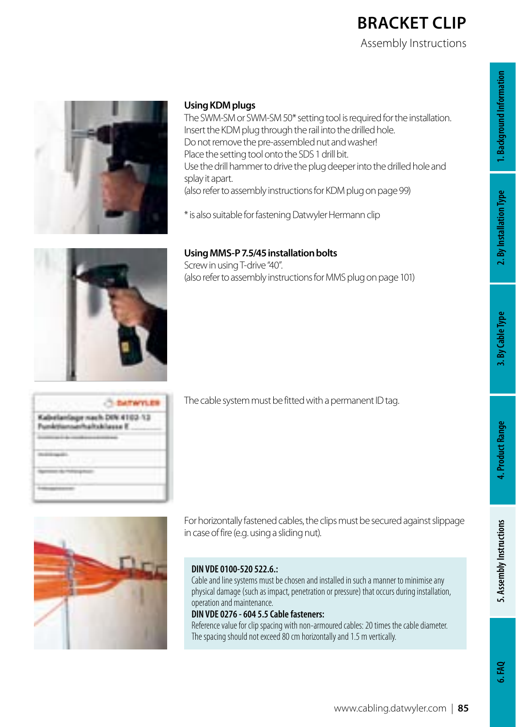# BRACKET CLIP

Assembly Instructions

### Using KDM plugs

The SWM-SM or SWM-SM 50* setting tool is required for the installation.
Insert the KDM plug through the rail into the drilled hole.
Do not remove the pre-assembled nut and washer!
Place the setting tool onto the SDS 1 drill bit.
Use the drill hammer to drive the plug deeper into the drilled hole and splay it apart.
(also refer to assembly instructions for KDM plug on page 99)

* is also suitable for fastening Datwyler Hermann clip

### Using MMS-P 7.5/45 installation bolts

Screw in using T-drive "40".
(also refer to assembly instructions for MMS plug on page 101)

The cable system must be fitted with a permanent ID tag.

For horizontally fastened cables, the clips must be secured against slippage in case of fire (e.g. using a sliding nut).

**DIN VDE 0100-520 522.6.:**
Cable and line systems must be chosen and installed in such a manner to minimise any physical damage (such as impact, penetration or pressure) that occurs during installation, operation and maintenance.

**DIN VDE 0276 - 604 5.5 Cable fasteners:**
Reference value for clip spacing with non-armoured cables: 20 times the cable diameter. The spacing should not exceed 80 cm horizontally and 1.5 m vertically.